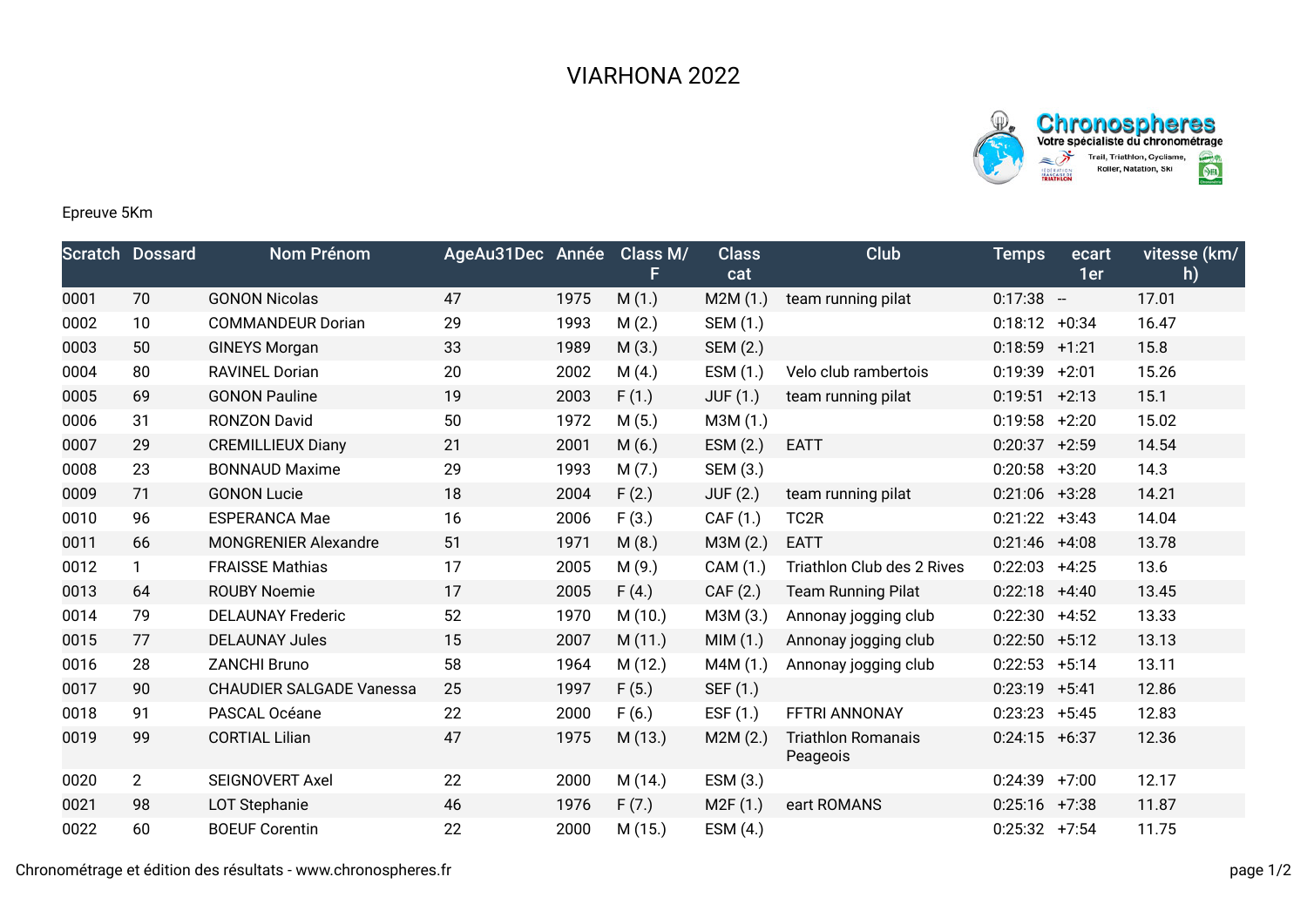# VIARHONA 2022

Epreuve 5Km

| Scratch | Dossard | Nom Prénom | AgeAu31Dec | Année | Class M/F | Class cat | Club | Temps | ecart 1er | vitesse (km/h) |
|---|---|---|---|---|---|---|---|---|---|---|
| 0001 | 70 | GONON Nicolas | 47 | 1975 | M (1.) | M2M (1.) | team running pilat | 0:17:38 | -- | 17.01 |
| 0002 | 10 | COMMANDEUR Dorian | 29 | 1993 | M (2.) | SEM (1.) | | 0:18:12 | +0:34 | 16.47 |
| 0003 | 50 | GINEYS Morgan | 33 | 1989 | M (3.) | SEM (2.) | | 0:18:59 | +1:21 | 15.8 |
| 0004 | 80 | RAVINEL Dorian | 20 | 2002 | M (4.) | ESM (1.) | Velo club rambertois | 0:19:39 | +2:01 | 15.26 |
| 0005 | 69 | GONON Pauline | 19 | 2003 | F (1.) | JUF (1.) | team running pilat | 0:19:51 | +2:13 | 15.1 |
| 0006 | 31 | RONZON David | 50 | 1972 | M (5.) | M3M (1.) | | 0:19:58 | +2:20 | 15.02 |
| 0007 | 29 | CREMILLIEUX Diany | 21 | 2001 | M (6.) | ESM (2.) | EATT | 0:20:37 | +2:59 | 14.54 |
| 0008 | 23 | BONNAUD Maxime | 29 | 1993 | M (7.) | SEM (3.) | | 0:20:58 | +3:20 | 14.3 |
| 0009 | 71 | GONON Lucie | 18 | 2004 | F (2.) | JUF (2.) | team running pilat | 0:21:06 | +3:28 | 14.21 |
| 0010 | 96 | ESPERANCA Mae | 16 | 2006 | F (3.) | CAF (1.) | TC2R | 0:21:22 | +3:43 | 14.04 |
| 0011 | 66 | MONGRENIER Alexandre | 51 | 1971 | M (8.) | M3M (2.) | EATT | 0:21:46 | +4:08 | 13.78 |
| 0012 | 1 | FRAISSE Mathias | 17 | 2005 | M (9.) | CAM (1.) | Triathlon Club des 2 Rives | 0:22:03 | +4:25 | 13.6 |
| 0013 | 64 | ROUBY Noemie | 17 | 2005 | F (4.) | CAF (2.) | Team Running Pilat | 0:22:18 | +4:40 | 13.45 |
| 0014 | 79 | DELAUNAY Frederic | 52 | 1970 | M (10.) | M3M (3.) | Annonay jogging club | 0:22:30 | +4:52 | 13.33 |
| 0015 | 77 | DELAUNAY Jules | 15 | 2007 | M (11.) | MIM (1.) | Annonay jogging club | 0:22:50 | +5:12 | 13.13 |
| 0016 | 28 | ZANCHI Bruno | 58 | 1964 | M (12.) | M4M (1.) | Annonay jogging club | 0:22:53 | +5:14 | 13.11 |
| 0017 | 90 | CHAUDIER SALGADE Vanessa | 25 | 1997 | F (5.) | SEF (1.) | | 0:23:19 | +5:41 | 12.86 |
| 0018 | 91 | PASCAL Océane | 22 | 2000 | F (6.) | ESF (1.) | FFTRI ANNONAY | 0:23:23 | +5:45 | 12.83 |
| 0019 | 99 | CORTIAL Lilian | 47 | 1975 | M (13.) | M2M (2.) | Triathlon Romanais Peageois | 0:24:15 | +6:37 | 12.36 |
| 0020 | 2 | SEIGNOVERT Axel | 22 | 2000 | M (14.) | ESM (3.) | | 0:24:39 | +7:00 | 12.17 |
| 0021 | 98 | LOT Stephanie | 46 | 1976 | F (7.) | M2F (1.) | eart ROMANS | 0:25:16 | +7:38 | 11.87 |
| 0022 | 60 | BOEUF Corentin | 22 | 2000 | M (15.) | ESM (4.) | | 0:25:32 | +7:54 | 11.75 |

Chronométrage et édition des résultats - www.chronospheres.fr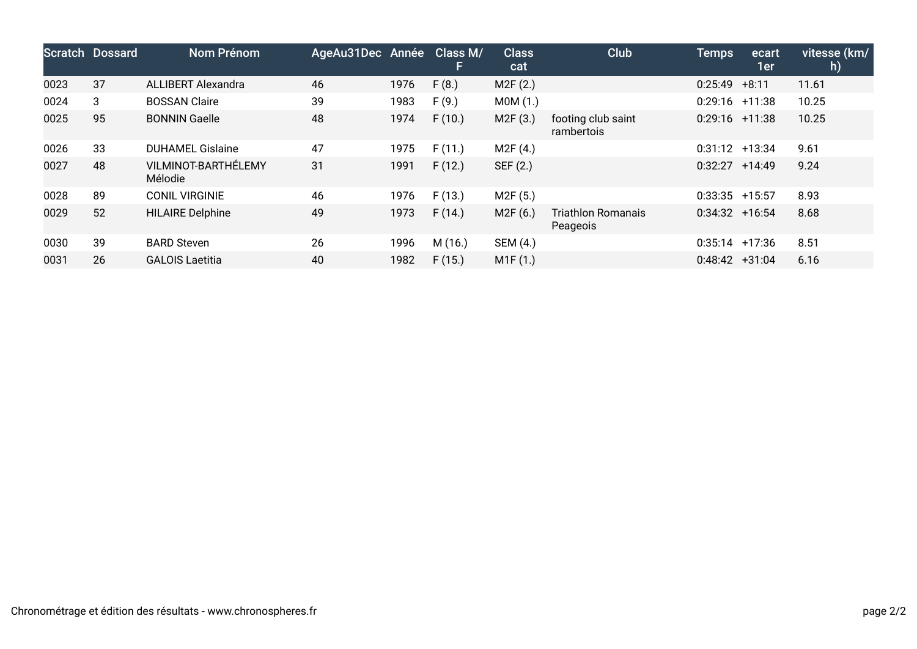| Scratch | Dossard | Nom Prénom | AgeAu31Dec | Année | Class M/F | Class cat | Club | Temps | ecart 1er | vitesse (km/h) |
|---|---|---|---|---|---|---|---|---|---|---|
| 0023 | 37 | ALLIBERT Alexandra | 46 | 1976 | F (8.) | M2F (2.) | | 0:25:49 | +8:11 | 11.61 |
| 0024 | 3 | BOSSAN Claire | 39 | 1983 | F (9.) | M0M (1.) | | 0:29:16 | +11:38 | 10.25 |
| 0025 | 95 | BONNIN Gaelle | 48 | 1974 | F (10.) | M2F (3.) | footing club saint rambertois | 0:29:16 | +11:38 | 10.25 |
| 0026 | 33 | DUHAMEL Gislaine | 47 | 1975 | F (11.) | M2F (4.) | | 0:31:12 | +13:34 | 9.61 |
| 0027 | 48 | VILMINOT-BARTHÉLEMY Mélodie | 31 | 1991 | F (12.) | SEF (2.) | | 0:32:27 | +14:49 | 9.24 |
| 0028 | 89 | CONIL VIRGINIE | 46 | 1976 | F (13.) | M2F (5.) | | 0:33:35 | +15:57 | 8.93 |
| 0029 | 52 | HILAIRE Delphine | 49 | 1973 | F (14.) | M2F (6.) | Triathlon Romanais Peageois | 0:34:32 | +16:54 | 8.68 |
| 0030 | 39 | BARD Steven | 26 | 1996 | M (16.) | SEM (4.) | | 0:35:14 | +17:36 | 8.51 |
| 0031 | 26 | GALOIS Laetitia | 40 | 1982 | F (15.) | M1F (1.) | | 0:48:42 | +31:04 | 6.16 |

Chronométrage et édition des résultats - www.chronospheres.fr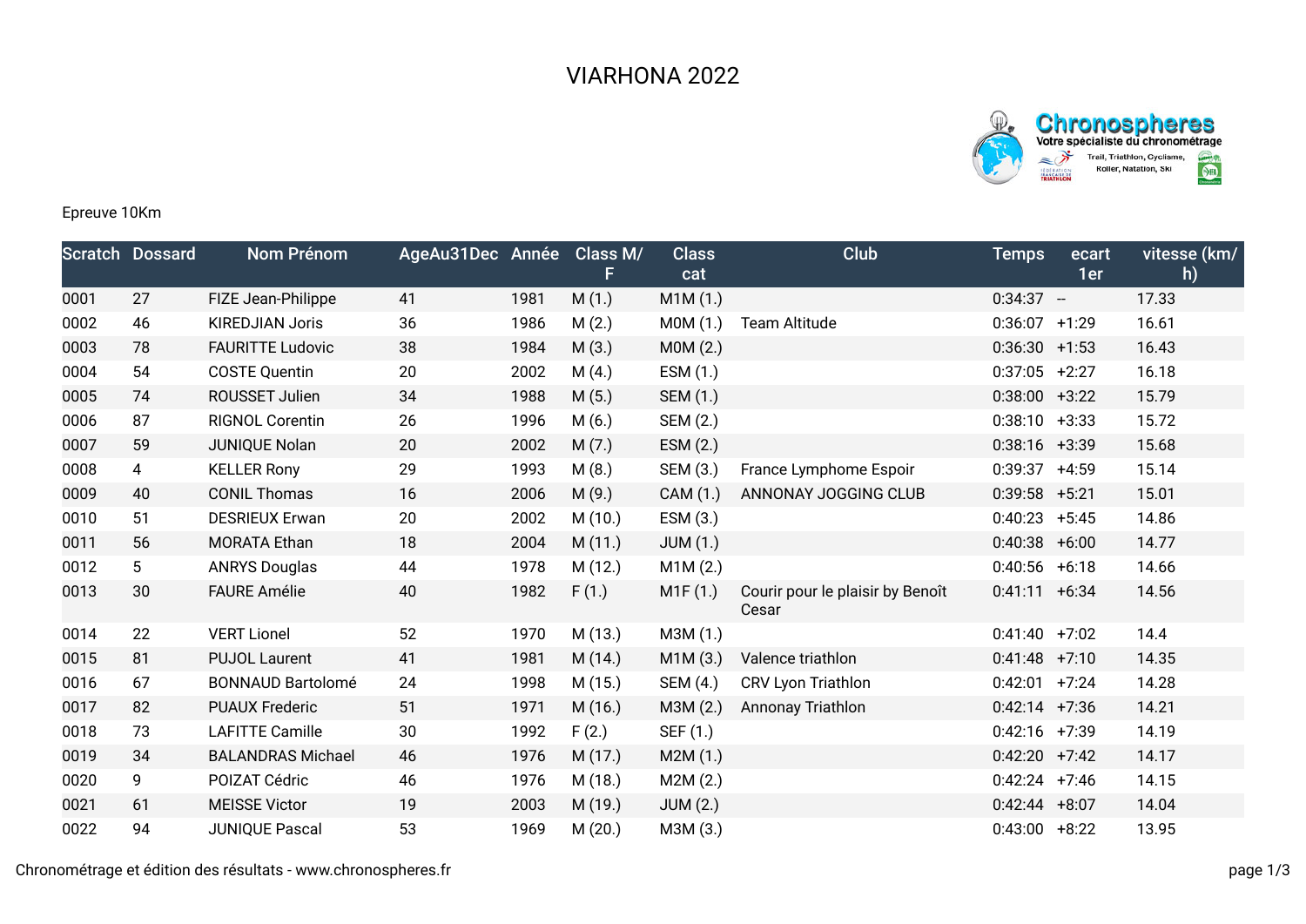# VIARHONA 2022

Epreuve 10Km

| Scratch | Dossard | Nom Prénom | AgeAu31Dec | Année | Class M/F | Class cat | Club | Temps | ecart 1er | vitesse (km/h) |
|---|---|---|---|---|---|---|---|---|---|---|
| 0001 | 27 | FIZE Jean-Philippe | 41 | 1981 | M (1.) | M1M (1.) | | 0:34:37 | -- | 17.33 |
| 0002 | 46 | KIREDJIAN Joris | 36 | 1986 | M (2.) | M0M (1.) | Team Altitude | 0:36:07 | +1:29 | 16.61 |
| 0003 | 78 | FAURITTE Ludovic | 38 | 1984 | M (3.) | M0M (2.) | | 0:36:30 | +1:53 | 16.43 |
| 0004 | 54 | COSTE Quentin | 20 | 2002 | M (4.) | ESM (1.) | | 0:37:05 | +2:27 | 16.18 |
| 0005 | 74 | ROUSSET Julien | 34 | 1988 | M (5.) | SEM (1.) | | 0:38:00 | +3:22 | 15.79 |
| 0006 | 87 | RIGNOL Corentin | 26 | 1996 | M (6.) | SEM (2.) | | 0:38:10 | +3:33 | 15.72 |
| 0007 | 59 | JUNIQUE Nolan | 20 | 2002 | M (7.) | ESM (2.) | | 0:38:16 | +3:39 | 15.68 |
| 0008 | 4 | KELLER Rony | 29 | 1993 | M (8.) | SEM (3.) | France Lymphome Espoir | 0:39:37 | +4:59 | 15.14 |
| 0009 | 40 | CONIL Thomas | 16 | 2006 | M (9.) | CAM (1.) | ANNONAY JOGGING CLUB | 0:39:58 | +5:21 | 15.01 |
| 0010 | 51 | DESRIEUX Erwan | 20 | 2002 | M (10.) | ESM (3.) | | 0:40:23 | +5:45 | 14.86 |
| 0011 | 56 | MORATA Ethan | 18 | 2004 | M (11.) | JUM (1.) | | 0:40:38 | +6:00 | 14.77 |
| 0012 | 5 | ANRYS Douglas | 44 | 1978 | M (12.) | M1M (2.) | | 0:40:56 | +6:18 | 14.66 |
| 0013 | 30 | FAURE Amélie | 40 | 1982 | F (1.) | M1F (1.) | Courir pour le plaisir by Benoît Cesar | 0:41:11 | +6:34 | 14.56 |
| 0014 | 22 | VERT Lionel | 52 | 1970 | M (13.) | M3M (1.) | | 0:41:40 | +7:02 | 14.4 |
| 0015 | 81 | PUJOL Laurent | 41 | 1981 | M (14.) | M1M (3.) | Valence triathlon | 0:41:48 | +7:10 | 14.35 |
| 0016 | 67 | BONNAUD Bartolomé | 24 | 1998 | M (15.) | SEM (4.) | CRV Lyon Triathlon | 0:42:01 | +7:24 | 14.28 |
| 0017 | 82 | PUAUX Frederic | 51 | 1971 | M (16.) | M3M (2.) | Annonay Triathlon | 0:42:14 | +7:36 | 14.21 |
| 0018 | 73 | LAFITTE Camille | 30 | 1992 | F (2.) | SEF (1.) | | 0:42:16 | +7:39 | 14.19 |
| 0019 | 34 | BALANDRAS Michael | 46 | 1976 | M (17.) | M2M (1.) | | 0:42:20 | +7:42 | 14.17 |
| 0020 | 9 | POIZAT Cédric | 46 | 1976 | M (18.) | M2M (2.) | | 0:42:24 | +7:46 | 14.15 |
| 0021 | 61 | MEISSE Victor | 19 | 2003 | M (19.) | JUM (2.) | | 0:42:44 | +8:07 | 14.04 |
| 0022 | 94 | JUNIQUE Pascal | 53 | 1969 | M (20.) | M3M (3.) | | 0:43:00 | +8:22 | 13.95 |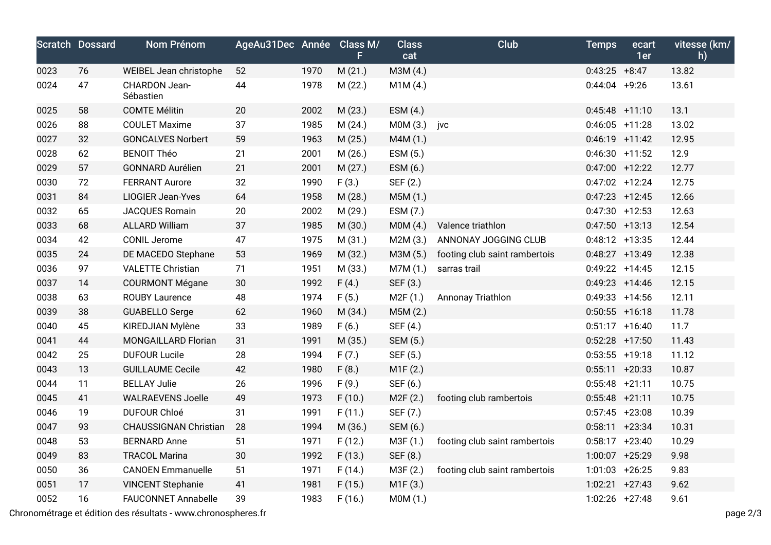| Scratch | Dossard | Nom Prénom | AgeAu31Dec | Année | Class M/F | Class cat | Club | Temps | ecart 1er | vitesse (km/h) |
|---|---|---|---|---|---|---|---|---|---|---|
| 0023 | 76 | WEIBEL Jean christophe | 52 | 1970 | M (21.) | M3M (4.) | | 0:43:25 | +8:47 | 13.82 |
| 0024 | 47 | CHARDON Jean-Sébastien | 44 | 1978 | M (22.) | M1M (4.) | | 0:44:04 | +9:26 | 13.61 |
| 0025 | 58 | COMTE Mélitin | 20 | 2002 | M (23.) | ESM (4.) | | 0:45:48 | +11:10 | 13.1 |
| 0026 | 88 | COULET Maxime | 37 | 1985 | M (24.) | M0M (3.) | jvc | 0:46:05 | +11:28 | 13.02 |
| 0027 | 32 | GONCALVES Norbert | 59 | 1963 | M (25.) | M4M (1.) | | 0:46:19 | +11:42 | 12.95 |
| 0028 | 62 | BENOIT Théo | 21 | 2001 | M (26.) | ESM (5.) | | 0:46:30 | +11:52 | 12.9 |
| 0029 | 57 | GONNARD Aurélien | 21 | 2001 | M (27.) | ESM (6.) | | 0:47:00 | +12:22 | 12.77 |
| 0030 | 72 | FERRANT Aurore | 32 | 1990 | F (3.) | SEF (2.) | | 0:47:02 | +12:24 | 12.75 |
| 0031 | 84 | LIOGIER Jean-Yves | 64 | 1958 | M (28.) | M5M (1.) | | 0:47:23 | +12:45 | 12.66 |
| 0032 | 65 | JACQUES Romain | 20 | 2002 | M (29.) | ESM (7.) | | 0:47:30 | +12:53 | 12.63 |
| 0033 | 68 | ALLARD William | 37 | 1985 | M (30.) | M0M (4.) | Valence triathlon | 0:47:50 | +13:13 | 12.54 |
| 0034 | 42 | CONIL Jerome | 47 | 1975 | M (31.) | M2M (3.) | ANNONAY JOGGING CLUB | 0:48:12 | +13:35 | 12.44 |
| 0035 | 24 | DE MACEDO Stephane | 53 | 1969 | M (32.) | M3M (5.) | footing club saint rambertois | 0:48:27 | +13:49 | 12.38 |
| 0036 | 97 | VALETTE Christian | 71 | 1951 | M (33.) | M7M (1.) | sarras trail | 0:49:22 | +14:45 | 12.15 |
| 0037 | 14 | COURMONT Mégane | 30 | 1992 | F (4.) | SEF (3.) | | 0:49:23 | +14:46 | 12.15 |
| 0038 | 63 | ROUBY Laurence | 48 | 1974 | F (5.) | M2F (1.) | Annonay Triathlon | 0:49:33 | +14:56 | 12.11 |
| 0039 | 38 | GUABELLO Serge | 62 | 1960 | M (34.) | M5M (2.) | | 0:50:55 | +16:18 | 11.78 |
| 0040 | 45 | KIREDJIAN Mylène | 33 | 1989 | F (6.) | SEF (4.) | | 0:51:17 | +16:40 | 11.7 |
| 0041 | 44 | MONGAILLARD Florian | 31 | 1991 | M (35.) | SEM (5.) | | 0:52:28 | +17:50 | 11.43 |
| 0042 | 25 | DUFOUR Lucile | 28 | 1994 | F (7.) | SEF (5.) | | 0:53:55 | +19:18 | 11.12 |
| 0043 | 13 | GUILLAUME Cecile | 42 | 1980 | F (8.) | M1F (2.) | | 0:55:11 | +20:33 | 10.87 |
| 0044 | 11 | BELLAY Julie | 26 | 1996 | F (9.) | SEF (6.) | | 0:55:48 | +21:11 | 10.75 |
| 0045 | 41 | WALRAEVENS Joelle | 49 | 1973 | F (10.) | M2F (2.) | footing club rambertois | 0:55:48 | +21:11 | 10.75 |
| 0046 | 19 | DUFOUR Chloé | 31 | 1991 | F (11.) | SEF (7.) | | 0:57:45 | +23:08 | 10.39 |
| 0047 | 93 | CHAUSSIGNAN Christian | 28 | 1994 | M (36.) | SEM (6.) | | 0:58:11 | +23:34 | 10.31 |
| 0048 | 53 | BERNARD Anne | 51 | 1971 | F (12.) | M3F (1.) | footing club saint rambertois | 0:58:17 | +23:40 | 10.29 |
| 0049 | 83 | TRACOL Marina | 30 | 1992 | F (13.) | SEF (8.) | | 1:00:07 | +25:29 | 9.98 |
| 0050 | 36 | CANOEN Emmanuelle | 51 | 1971 | F (14.) | M3F (2.) | footing club saint rambertois | 1:01:03 | +26:25 | 9.83 |
| 0051 | 17 | VINCENT Stephanie | 41 | 1981 | F (15.) | M1F (3.) | | 1:02:21 | +27:43 | 9.62 |
| 0052 | 16 | FAUCONNET Annabelle | 39 | 1983 | F (16.) | M0M (1.) | | 1:02:26 | +27:48 | 9.61 |

Chronométrage et édition des résultats - www.chronospheres.fr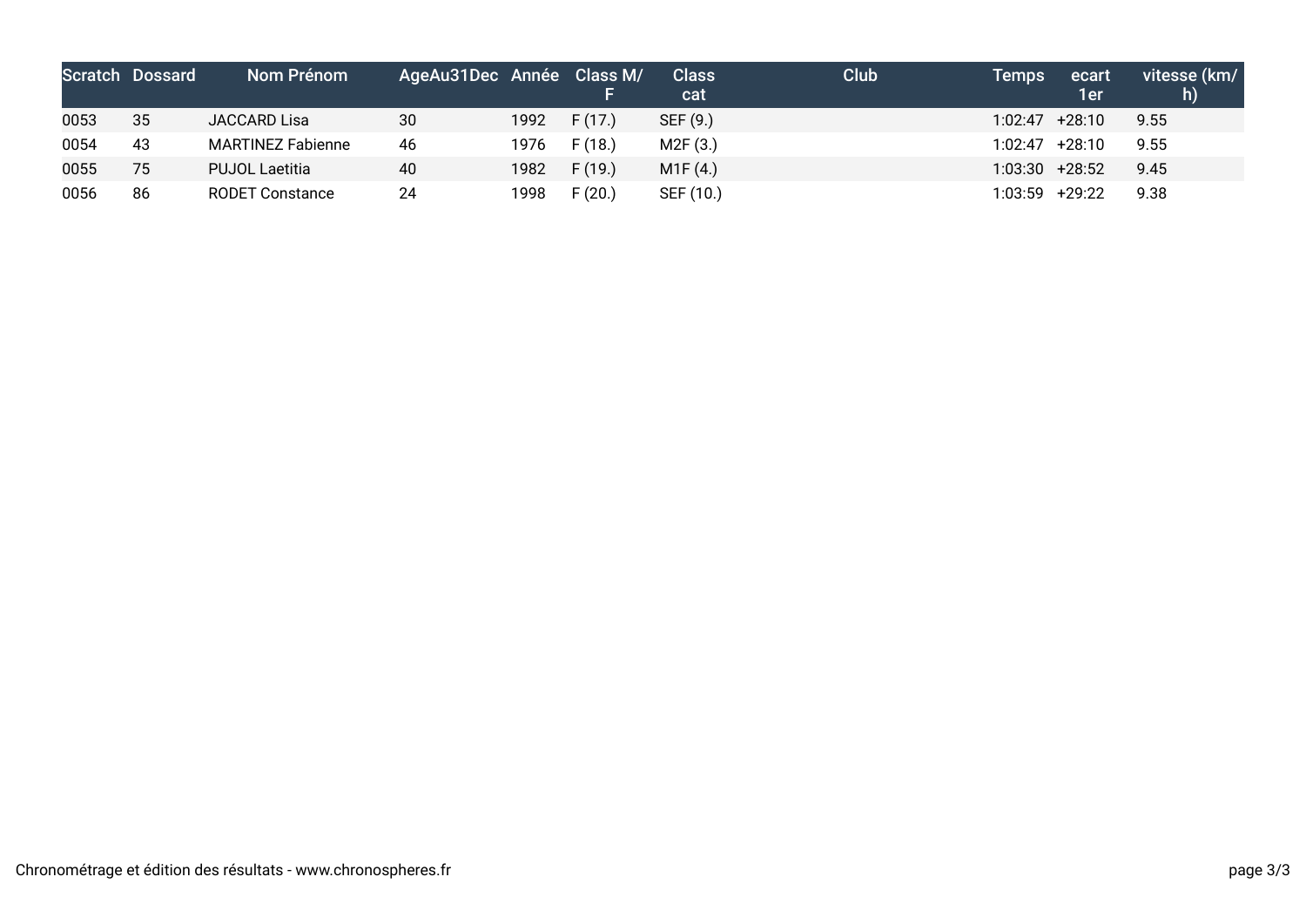| Scratch | Dossard | Nom Prénom | AgeAu31Dec | Année | Class M/F | Class cat | Club | Temps | ecart 1er | vitesse (km/h) |
|---|---|---|---|---|---|---|---|---|---|---|
| 0053 | 35 | JACCARD Lisa | 30 | 1992 | F (17.) | SEF (9.) | | 1:02:47 | +28:10 | 9.55 |
| 0054 | 43 | MARTINEZ Fabienne | 46 | 1976 | F (18.) | M2F (3.) | | 1:02:47 | +28:10 | 9.55 |
| 0055 | 75 | PUJOL Laetitia | 40 | 1982 | F (19.) | M1F (4.) | | 1:03:30 | +28:52 | 9.45 |
| 0056 | 86 | RODET Constance | 24 | 1998 | F (20.) | SEF (10.) | | 1:03:59 | +29:22 | 9.38 |

Chronométrage et édition des résultats - www.chronospheres.fr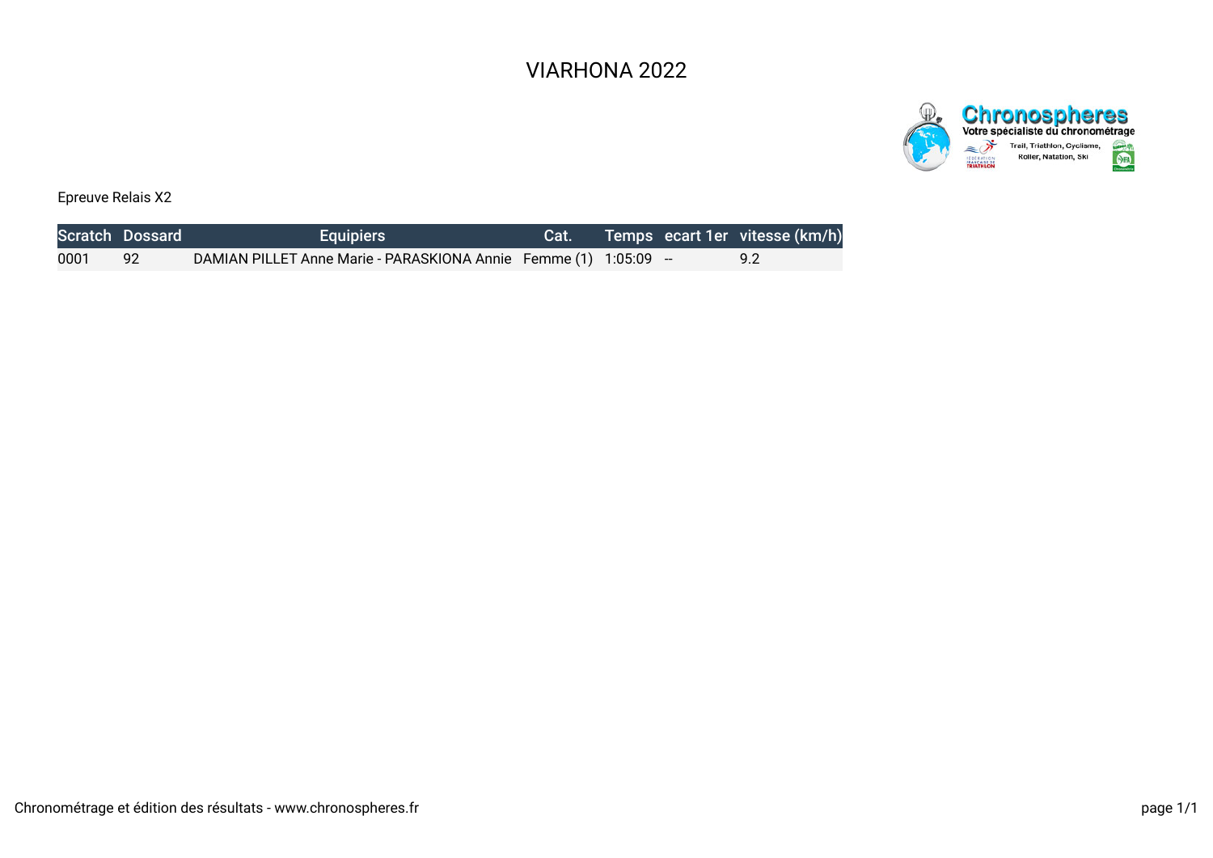# VIARHONA 2022

Epreuve Relais X2

| Scratch | Dossard | Equipiers | Cat. | Temps | ecart 1er | vitesse (km/h) |
|---|---|---|---|---|---|---|
| 0001 | 92 | DAMIAN PILLET Anne Marie - PARASKIONA Annie | Femme (1) | 1:05:09 | -- | 9.2 |

Chronométrage et édition des résultats - www.chronospheres.fr